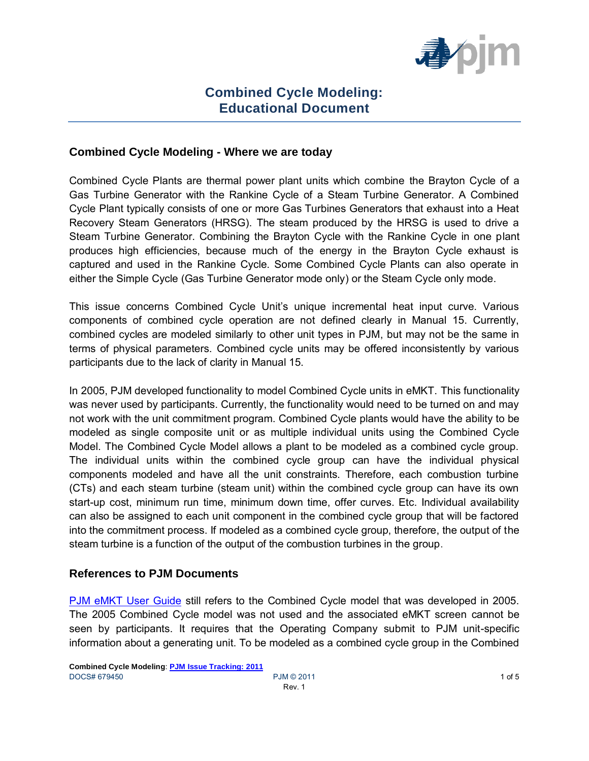# Combined Cycle Modeling: Educational Document

## Combined Cycle Modeling - Where we are today

Combined Cycle Plants are thermal power plant units which combine the Brayton Cycle of a Gas Turbine Generator with the Rankine Cycle of a Steam Turbine Generator. A Combined Cycle Plant typically consists of one or more Gas Turbines Generators that exhaust into a Heat Recovery Steam Generators (HRSG). The steam produced by the HRSG is used to drive a Steam Turbine Generator. Combining the Brayton Cycle with the Rankine Cycle in one plant produces high efficiencies, because much of the energy in the Brayton Cycle exhaust is captured and used in the Rankine Cycle. Some Combined Cycle Plants can also operate in either the Simple Cycle (Gas Turbine Generator mode only) or the Steam Cycle only mode.

This issue concerns Combined Cycle Unit's unique incremental heat input curve. Various components of combined cycle operation are not defined clearly in Manual 15. Currently, combined cycles are modeled similarly to other unit types in PJM, but may not be the same in terms of physical parameters. Combined cycle units may be offered inconsistently by various participants due to the lack of clarity in Manual 15.

In 2005, PJM developed functionality to model Combined Cycle units in eMKT. This functionality was never used by participants. Currently, the functionality would need to be turned on and may not work with the unit commitment program. Combined Cycle plants would have the ability to be modeled as single composite unit or as multiple individual units using the Combined Cycle Model. The Combined Cycle Model allows a plant to be modeled as a combined cycle group. The individual units within the combined cycle group can have the individual physical components modeled and have all the unit constraints. Therefore, each combustion turbine (CTs) and each steam turbine (steam unit) within the combined cycle group can have its own start-up cost, minimum run time, minimum down time, offer curves. Etc. Individual availability can also be assigned to each unit component in the combined cycle group that will be factored into the commitment process. If modeled as a combined cycle group, therefore, the output of the steam turbine is a function of the output of the combustion turbines in the group.

## References to PJM Documents

PJM eMKT User Guide still refers to the Combined Cycle model that was developed in 2005. The 2005 Combined Cycle model was not used and the associated eMKT screen cannot be seen by participants. It requires that the Operating Company submit to PJM unit-specific information about a generating unit. To be modeled as a combined cycle group in the Combined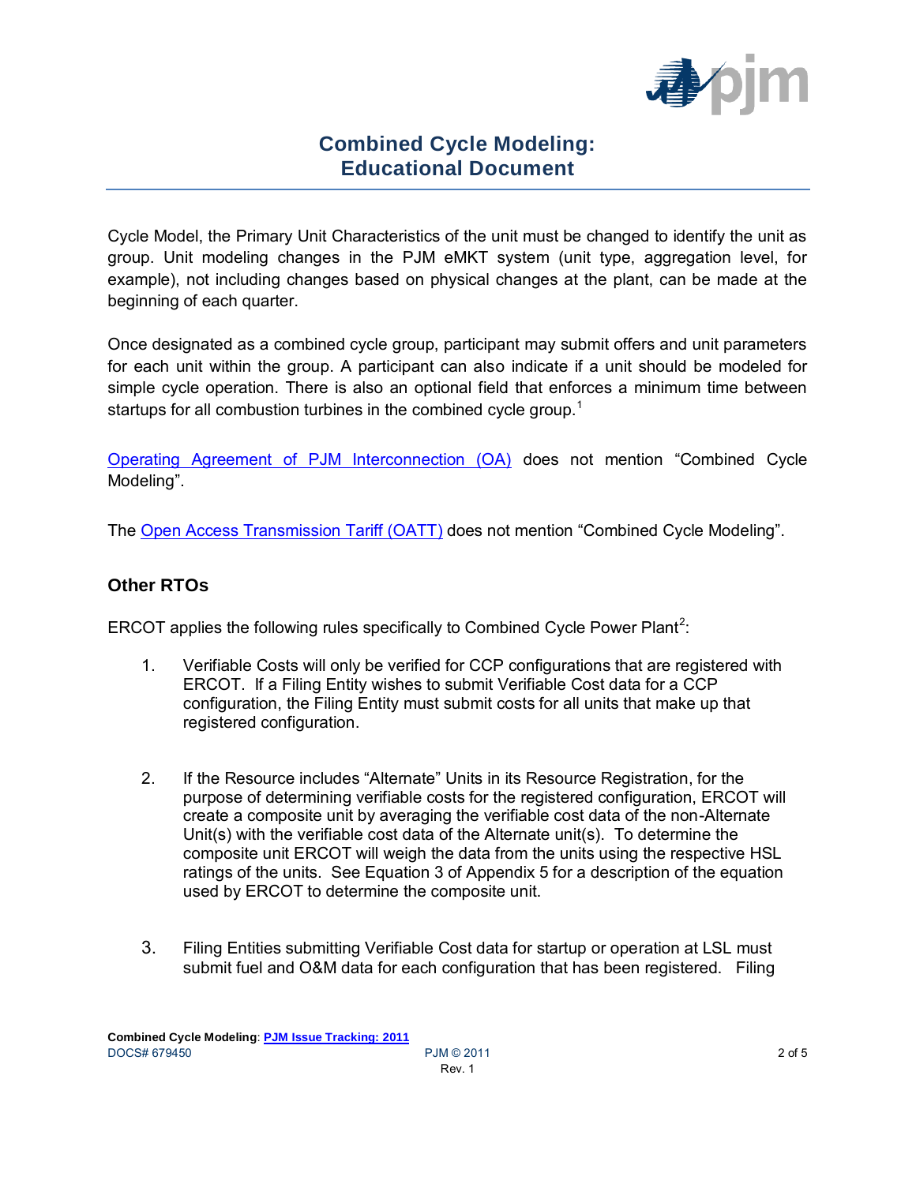Cycle Model, the Primary Unit Characteristics of the unit must be changed to identify the unit as group. Unit modeling changes in the PJM eMKT system (unit type, aggregation level, for example), not including changes based on physical changes at the plant, can be made at the beginning of each quarter.

Once designated as a combined cycle group, participant may submit offers and unit parameters for each unit within the group. A participant can also indicate if a unit should be modeled for simple cycle operation. There is also an optional field that enforces a minimum time between startups for all combustion turbines in the combined cycle group.[1]

[Operating Agreement of PJM Interconnection (OA)] does not mention "Combined Cycle Modeling".

The [Open Access Transmission Tariff (OATT)] does not mention "Combined Cycle Modeling".

## Other RTOs

ERCOT applies the following rules specifically to Combined Cycle Power Plant[2]:

1. Verifiable Costs will only be verified for CCP configurations that are registered with ERCOT. If a Filing Entity wishes to submit Verifiable Cost data for a CCP configuration, the Filing Entity must submit costs for all units that make up that registered configuration.

2. If the Resource includes "Alternate" Units in its Resource Registration, for the purpose of determining verifiable costs for the registered configuration, ERCOT will create a composite unit by averaging the verifiable cost data of the non-Alternate Unit(s) with the verifiable cost data of the Alternate unit(s). To determine the composite unit ERCOT will weigh the data from the units using the respective HSL ratings of the units. See Equation 3 of Appendix 5 for a description of the equation used by ERCOT to determine the composite unit.

3. Filing Entities submitting Verifiable Cost data for startup or operation at LSL must submit fuel and O&M data for each configuration that has been registered. Filing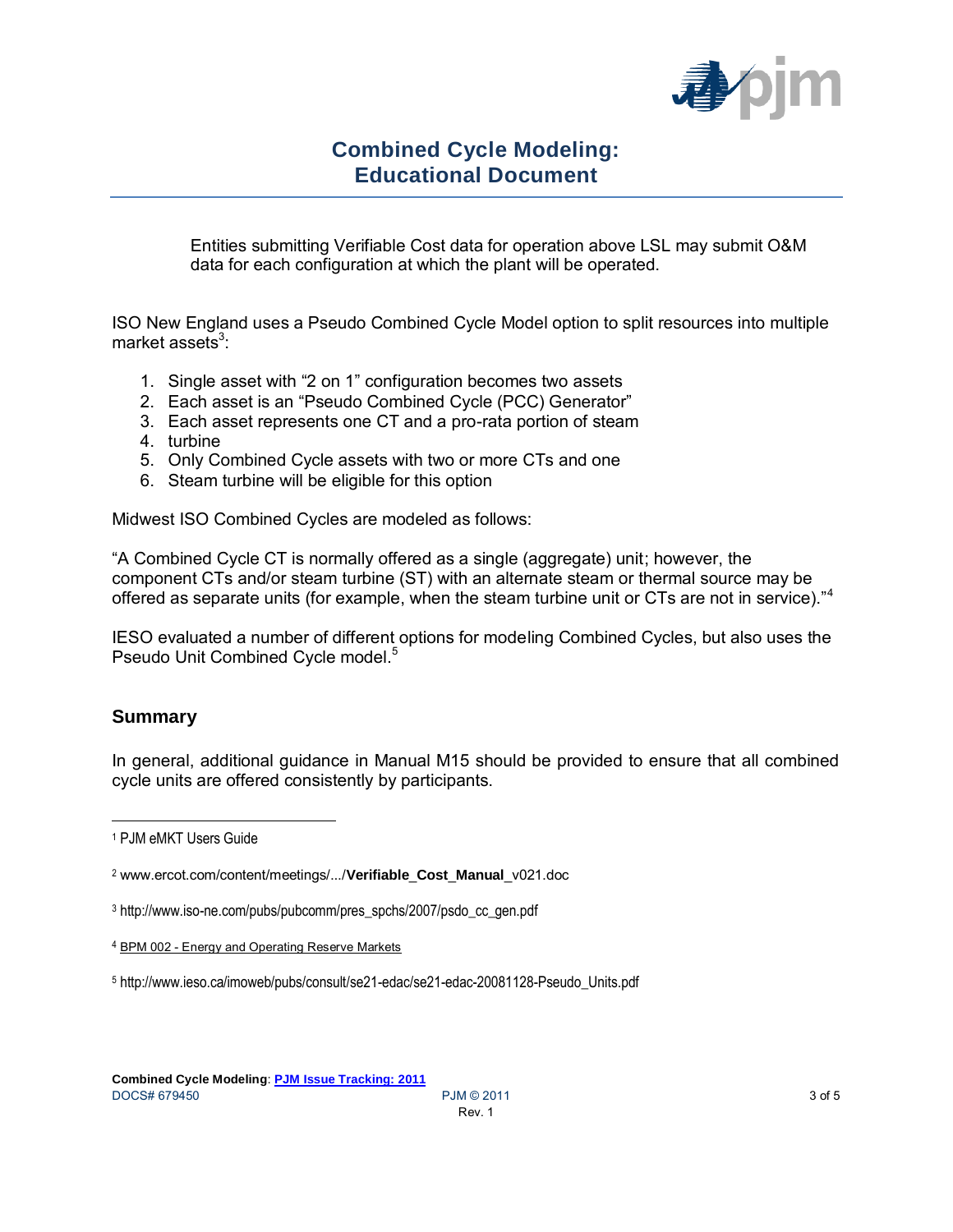Entities submitting Verifiable Cost data for operation above LSL may submit O&M data for each configuration at which the plant will be operated.

ISO New England uses a Pseudo Combined Cycle Model option to split resources into multiple market assets[3]:

1. Single asset with "2 on 1" configuration becomes two assets
2. Each asset is an "Pseudo Combined Cycle (PCC) Generator"
3. Each asset represents one CT and a pro-rata portion of steam
4. turbine
5. Only Combined Cycle assets with two or more CTs and one
6. Steam turbine will be eligible for this option

Midwest ISO Combined Cycles are modeled as follows:

"A Combined Cycle CT is normally offered as a single (aggregate) unit; however, the component CTs and/or steam turbine (ST) with an alternate steam or thermal source may be offered as separate units (for example, when the steam turbine unit or CTs are not in service)."[4]

IESO evaluated a number of different options for modeling Combined Cycles, but also uses the Pseudo Unit Combined Cycle model.[5]

## Summary

In general, additional guidance in Manual M15 should be provided to ensure that all combined cycle units are offered consistently by participants.

---

[1] PJM eMKT Users Guide

[2] www.ercot.com/content/meetings/.../**Verifiable_Cost_Manual**_v021.doc

[3] http://www.iso-ne.com/pubs/pubcomm/pres_spchs/2007/psdo_cc_gen.pdf

[4] BPM 002 - Energy and Operating Reserve Markets

[5] http://www.ieso.ca/imoweb/pubs/consult/se21-edac/se21-edac-20081128-Pseudo_Units.pdf